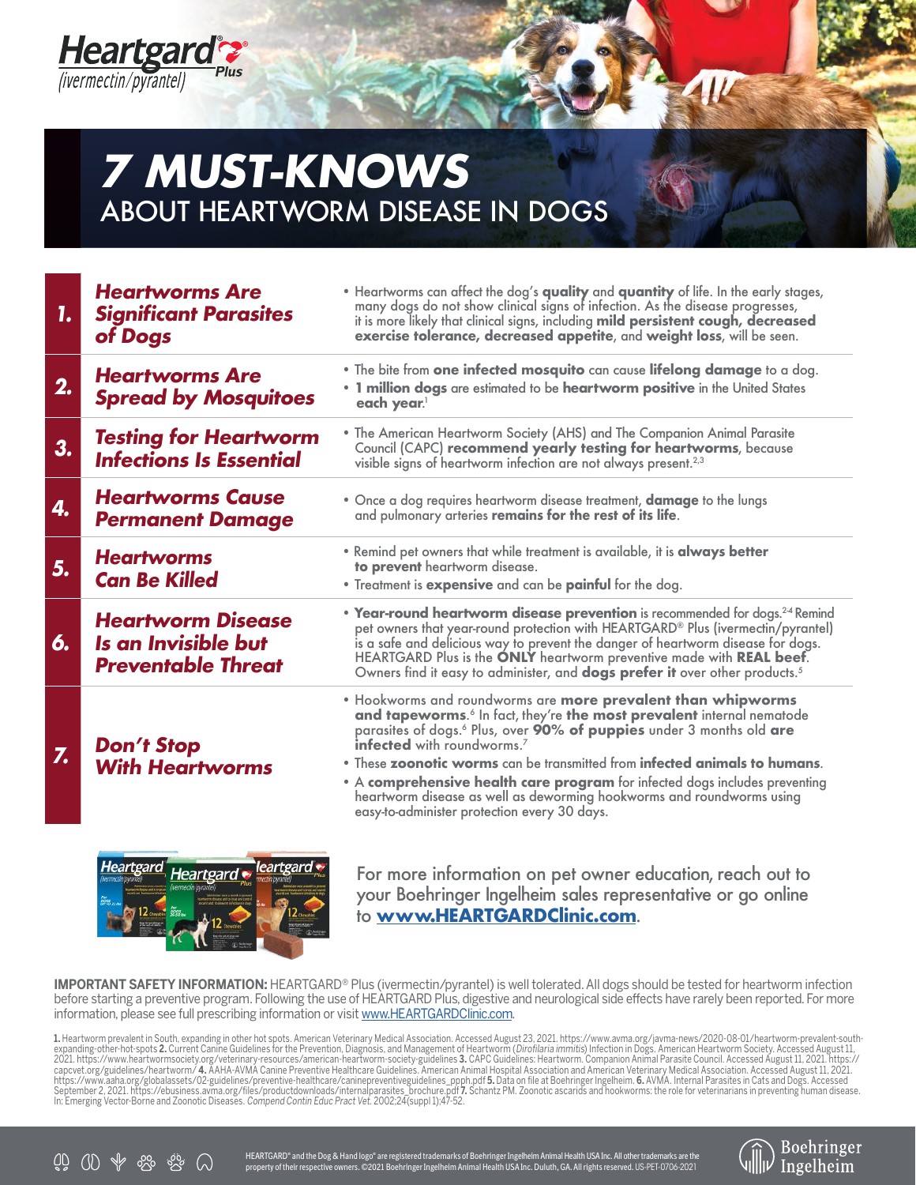Heartgard® Plus (ivermectin/pyrantel)

# 7 MUST-KNOWS ABOUT HEARTWORM DISEASE IN DOGS

| | | |
|---|---|---|
| **1.** | ***Heartworms Are Significant Parasites of Dogs*** | • Heartworms can affect the dog's **quality** and **quantity** of life. In the early stages, many dogs do not show clinical signs of infection. As the disease progresses, it is more likely that clinical signs, including **mild persistent cough, decreased exercise tolerance, decreased appetite**, and **weight loss**, will be seen. |
| **2.** | ***Heartworms Are Spread by Mosquitoes*** | • The bite from **one infected mosquito** can cause **lifelong damage** to a dog. • **1 million dogs** are estimated to be **heartworm positive** in the United States **each year**.[1] |
| **3.** | ***Testing for Heartworm Infections Is Essential*** | • The American Heartworm Society (AHS) and The Companion Animal Parasite Council (CAPC) **recommend yearly testing for heartworms**, because visible signs of heartworm infection are not always present.[2,3] |
| **4.** | ***Heartworms Cause Permanent Damage*** | • Once a dog requires heartworm disease treatment, **damage** to the lungs and pulmonary arteries **remains for the rest of its life**. |
| **5.** | ***Heartworms Can Be Killed*** | • Remind pet owners that while treatment is available, it is **always better to prevent** heartworm disease. • Treatment is **expensive** and can be **painful** for the dog. |
| **6.** | ***Heartworm Disease Is an Invisible but Preventable Threat*** | • **Year-round heartworm disease prevention** is recommended for dogs.[2-4] Remind pet owners that year-round protection with HEARTGARD® Plus (ivermectin/pyrantel) is a safe and delicious way to prevent the danger of heartworm disease for dogs. HEARTGARD Plus is the **ONLY** heartworm preventive made with **REAL beef**. Owners find it easy to administer, and **dogs prefer it** over other products.[5] |
| **7.** | ***Don't Stop With Heartworms*** | • Hookworms and roundworms are **more prevalent than whipworms and tapeworms**.[6] In fact, they're **the most prevalent** internal nematode parasites of dogs.[6] Plus, over **90% of puppies** under 3 months old **are infected** with roundworms.[7] • These **zoonotic worms** can be transmitted from **infected animals to humans**. • A **comprehensive health care program** for infected dogs includes preventing heartworm disease as well as deworming hookworms and roundworms using easy-to-administer protection every 30 days. |

For more information on pet owner education, reach out to your Boehringer Ingelheim sales representative or go online to **www.HEARTGARDClinic.com**.

**IMPORTANT SAFETY INFORMATION:** HEARTGARD® Plus (ivermectin/pyrantel) is well tolerated. All dogs should be tested for heartworm infection before starting a preventive program. Following the use of HEARTGARD Plus, digestive and neurological side effects have rarely been reported. For more information, please see full prescribing information or visit www.HEARTGARDClinic.com.

**1.** Heartworm prevalent in South, expanding in other hot spots. American Veterinary Medical Association. Accessed August 23, 2021. https://www.avma.org/javma-news/2020-08-01/heartworm-prevalent-south-expanding-other-hot-spots **2.** Current Canine Guidelines for the Prevention, Diagnosis, and Management of Heartworm (*Dirofilaria immitis*) Infection in Dogs. American Heartworm Society. Accessed August 11, 2021. https://www.heartwormsociety.org/veterinary-resources/american-heartworm-society-guidelines **3.** CAPC Guidelines: Heartworm. Companion Animal Parasite Council. Accessed August 11, 2021. https://capcvet.org/guidelines/heartworm/ **4.** AAHA-AVMA Canine Preventive Healthcare Guidelines. American Animal Hospital Association and American Veterinary Medical Association. Accessed August 11, 2021. https://www.aaha.org/globalassets/02-guidelines/preventive-healthcare/caninepreventiveguidelines_ppph.pdf **5.** Data on file at Boehringer Ingelheim. **6.** AVMA. Internal Parasites in Cats and Dogs. Accessed September 2, 2021. https://ebusiness.avma.org/files/productdownloads/internalparasites_brochure.pdf **7.** Schantz PM. Zoonotic ascarids and hookworms: the role for veterinarians in preventing human disease. In: Emerging Vector-Borne and Zoonotic Diseases. *Compend Contin Educ Pract Vet*. 2002;24(suppl 1):47-52.

HEARTGARD® and the Dog & Hand logo® are registered trademarks of Boehringer Ingelheim Animal Health USA Inc. All other trademarks are the property of their respective owners. ©2021 Boehringer Ingelheim Animal Health USA Inc. Duluth, GA. All rights reserved. US-PET-0706-2021

Boehringer Ingelheim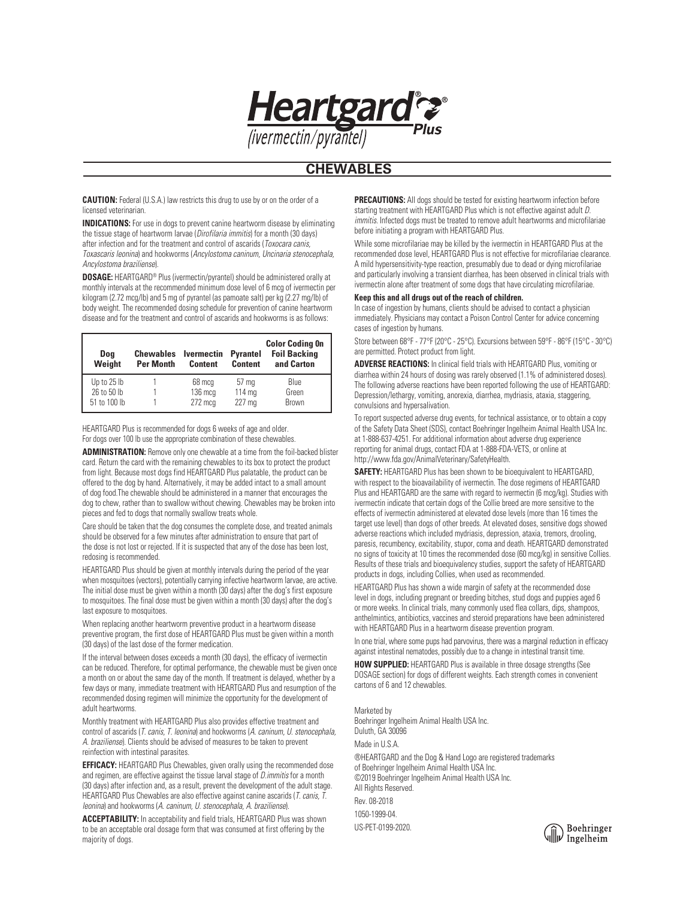# Heartgard® Plus

(ivermectin/pyrantel)

## CHEWABLES

**CAUTION:** Federal (U.S.A.) law restricts this drug to use by or on the order of a licensed veterinarian.

**INDICATIONS:** For use in dogs to prevent canine heartworm disease by eliminating the tissue stage of heartworm larvae (*Dirofilaria immitis*) for a month (30 days) after infection and for the treatment and control of ascarids (*Toxocara canis, Toxascaris leonina*) and hookworms (*Ancylostoma caninum, Uncinaria stenocephala, Ancylostoma braziliense*).

**DOSAGE:** HEARTGARD® Plus (ivermectin/pyrantel) should be administered orally at monthly intervals at the recommended minimum dose level of 6 mcg of ivermectin per kilogram (2.72 mcg/lb) and 5 mg of pyrantel (as pamoate salt) per kg (2.27 mg/lb) of body weight. The recommended dosing schedule for prevention of canine heartworm disease and for the treatment and control of ascarids and hookworms is as follows:

| Dog Weight | Chewables Per Month | Ivermectin Content | Pyrantel Content | Color Coding 0n Foil Backing and Carton |
|---|---|---|---|---|
| Up to 25 lb | 1 | 68 mcg | 57 mg | Blue |
| 26 to 50 lb | 1 | 136 mcg | 114 mg | Green |
| 51 to 100 lb | 1 | 272 mcg | 227 mg | Brown |

HEARTGARD Plus is recommended for dogs 6 weeks of age and older.
For dogs over 100 lb use the appropriate combination of these chewables.

**ADMINISTRATION:** Remove only one chewable at a time from the foil-backed blister card. Return the card with the remaining chewables to its box to protect the product from light. Because most dogs find HEARTGARD Plus palatable, the product can be offered to the dog by hand. Alternatively, it may be added intact to a small amount of dog food.The chewable should be administered in a manner that encourages the dog to chew, rather than to swallow without chewing. Chewables may be broken into pieces and fed to dogs that normally swallow treats whole.

Care should be taken that the dog consumes the complete dose, and treated animals should be observed for a few minutes after administration to ensure that part of the dose is not lost or rejected. If it is suspected that any of the dose has been lost, redosing is recommended.

HEARTGARD Plus should be given at monthly intervals during the period of the year when mosquitoes (vectors), potentially carrying infective heartworm larvae, are active. The initial dose must be given within a month (30 days) after the dog's first exposure to mosquitoes. The final dose must be given within a month (30 days) after the dog's last exposure to mosquitoes.

When replacing another heartworm preventive product in a heartworm disease preventive program, the first dose of HEARTGARD Plus must be given within a month (30 days) of the last dose of the former medication.

If the interval between doses exceeds a month (30 days), the efficacy of ivermectin can be reduced. Therefore, for optimal performance, the chewable must be given once a month on or about the same day of the month. If treatment is delayed, whether by a few days or many, immediate treatment with HEARTGARD Plus and resumption of the recommended dosing regimen will minimize the opportunity for the development of adult heartworms.

Monthly treatment with HEARTGARD Plus also provides effective treatment and control of ascarids (*T. canis, T. leonina*) and hookworms (*A. caninum, U. stenocephala, A. braziliense*). Clients should be advised of measures to be taken to prevent reinfection with intestinal parasites.

**EFFICACY:** HEARTGARD Plus Chewables, given orally using the recommended dose and regimen, are effective against the tissue larval stage of *D.immitis* for a month (30 days) after infection and, as a result, prevent the development of the adult stage. HEARTGARD Plus Chewables are also effective against canine ascarids (*T. canis, T. leonina*) and hookworms (*A. caninum, U. stenocephala, A. braziliense*).

**ACCEPTABILITY:** In acceptability and field trials, HEARTGARD Plus was shown to be an acceptable oral dosage form that was consumed at first offering by the majority of dogs.

**PRECAUTIONS:** All dogs should be tested for existing heartworm infection before starting treatment with HEARTGARD Plus which is not effective against adult *D. immitis*. Infected dogs must be treated to remove adult heartworms and microfilariae before initiating a program with HEARTGARD Plus.

While some microfilariae may be killed by the ivermectin in HEARTGARD Plus at the recommended dose level, HEARTGARD Plus is not effective for microfilariae clearance. A mild hypersensitivity-type reaction, presumably due to dead or dying microfilariae and particularly involving a transient diarrhea, has been observed in clinical trials with ivermectin alone after treatment of some dogs that have circulating microfilariae.

**Keep this and all drugs out of the reach of children.**

In case of ingestion by humans, clients should be advised to contact a physician immediately. Physicians may contact a Poison Control Center for advice concerning cases of ingestion by humans.

Store between 68°F - 77°F (20°C - 25°C). Excursions between 59°F - 86°F (15°C - 30°C) are permitted. Protect product from light.

**ADVERSE REACTIONS:** In clinical field trials with HEARTGARD Plus, vomiting or diarrhea within 24 hours of dosing was rarely observed (1.1% of administered doses). The following adverse reactions have been reported following the use of HEARTGARD: Depression/lethargy, vomiting, anorexia, diarrhea, mydriasis, ataxia, staggering, convulsions and hypersalivation.

To report suspected adverse drug events, for technical assistance, or to obtain a copy of the Safety Data Sheet (SDS), contact Boehringer Ingelheim Animal Health USA Inc. at 1-888-637-4251. For additional information about adverse drug experience reporting for animal drugs, contact FDA at 1-888-FDA-VETS, or online at http://www.fda.gov/AnimalVeterinary/SafetyHealth.

**SAFETY:** HEARTGARD Plus has been shown to be bioequivalent to HEARTGARD, with respect to the bioavailability of ivermectin. The dose regimens of HEARTGARD Plus and HEARTGARD are the same with regard to ivermectin (6 mcg/kg). Studies with ivermectin indicate that certain dogs of the Collie breed are more sensitive to the effects of ivermectin administered at elevated dose levels (more than 16 times the target use level) than dogs of other breeds. At elevated doses, sensitive dogs showed adverse reactions which included mydriasis, depression, ataxia, tremors, drooling, paresis, recumbency, excitability, stupor, coma and death. HEARTGARD demonstrated no signs of toxicity at 10 times the recommended dose (60 mcg/kg) in sensitive Collies. Results of these trials and bioequivalency studies, support the safety of HEARTGARD products in dogs, including Collies, when used as recommended.

HEARTGARD Plus has shown a wide margin of safety at the recommended dose level in dogs, including pregnant or breeding bitches, stud dogs and puppies aged 6 or more weeks. In clinical trials, many commonly used flea collars, dips, shampoos, anthelmintics, antibiotics, vaccines and steroid preparations have been administered with HEARTGARD Plus in a heartworm disease prevention program.

In one trial, where some pups had parvovirus, there was a marginal reduction in efficacy against intestinal nematodes, possibly due to a change in intestinal transit time.

**HOW SUPPLIED:** HEARTGARD Plus is available in three dosage strengths (See DOSAGE section) for dogs of different weights. Each strength comes in convenient cartons of 6 and 12 chewables.

Marketed by
Boehringer Ingelheim Animal Health USA Inc.
Duluth, GA 30096

Made in U.S.A.

®HEARTGARD and the Dog & Hand Logo are registered trademarks of Boehringer Ingelheim Animal Health USA Inc.
©2019 Boehringer Ingelheim Animal Health USA Inc.
All Rights Reserved.

Rev. 08-2018

1050-1999-04.

US-PET-0199-2020.

Boehringer Ingelheim